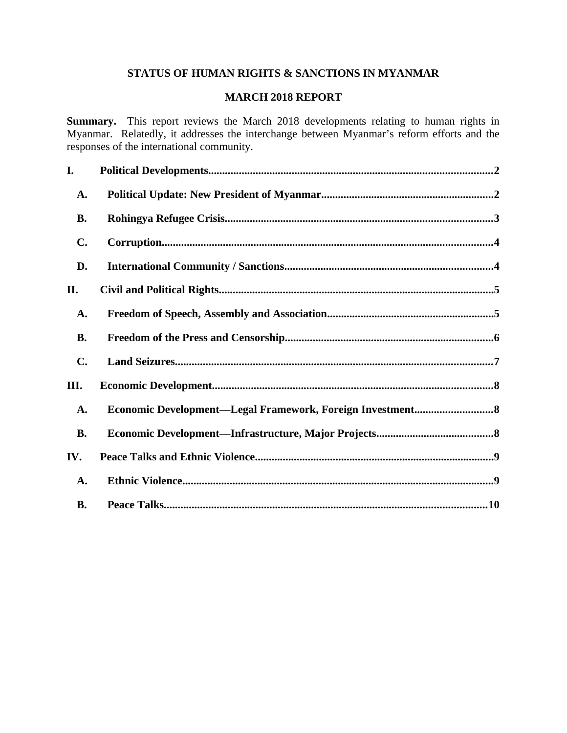# STATUS OF HUMAN RIGHTS & SANCTIONS IN MYANMAR

## MARCH 2018 REPORT

**Summary.** This report reviews the March 2018 developments relating to human rights in Myanmar. Relatedly, it addresses the interchange between Myanmar's reform efforts and the responses of the international community.

**I. Political Developments....................................................................................................2**

**A. Political Update: New President of Myanmar.............................................................2**

**B. Rohingya Refugee Crisis...............................................................................................3**

**C. Corruption.......................................................................................................................4**

**D. International Community / Sanctions..........................................................................4**

**II. Civil and Political Rights..................................................................................................5**

**A. Freedom of Speech, Assembly and Association............................................................5**

**B. Freedom of the Press and Censorship...........................................................................6**

**C. Land Seizures.................................................................................................................7**

**III. Economic Development....................................................................................................8**

**A. Economic Development—Legal Framework, Foreign Investment............................8**

**B. Economic Development—Infrastructure, Major Projects..........................................8**

**IV. Peace Talks and Ethnic Violence.....................................................................................9**

**A. Ethnic Violence...............................................................................................................9**

**B. Peace Talks...................................................................................................................10**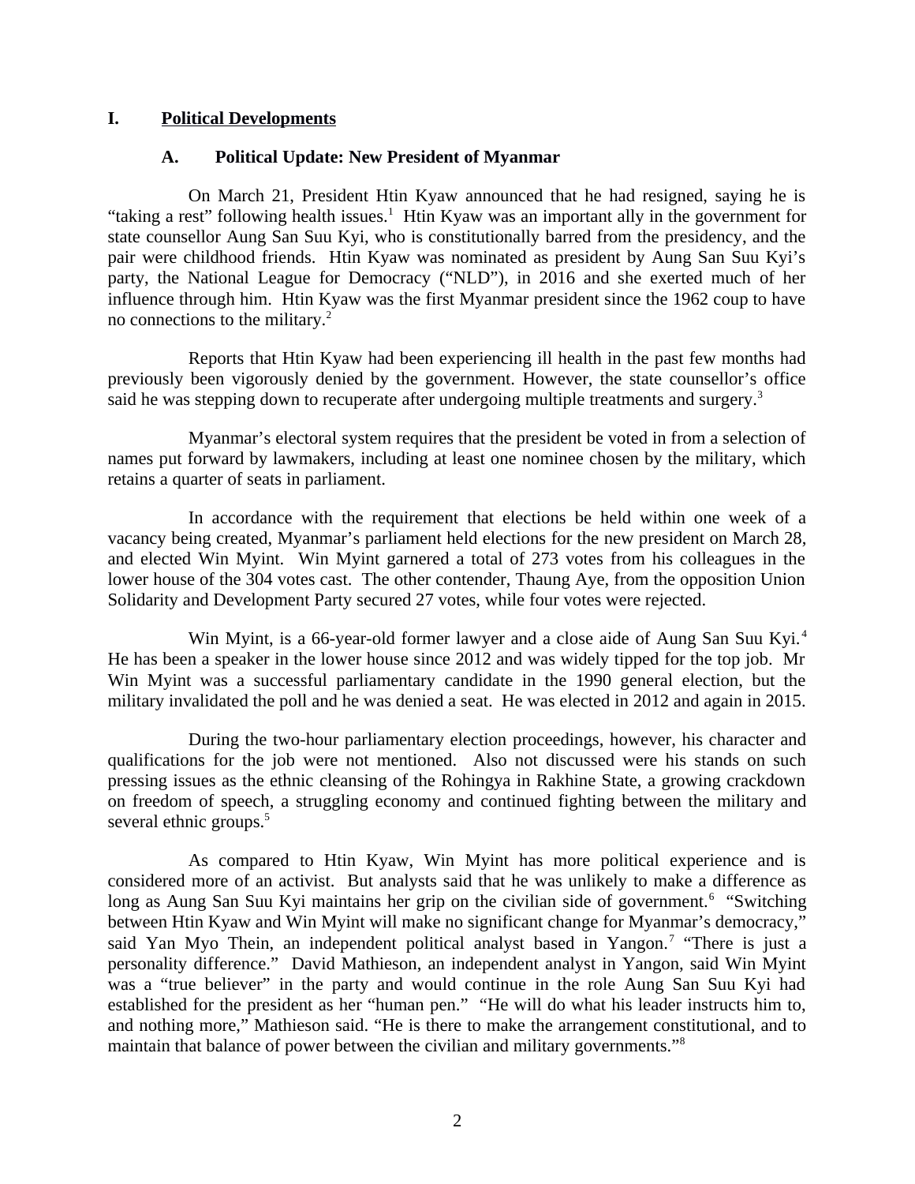# I. Political Developments

## A. Political Update: New President of Myanmar

On March 21, President Htin Kyaw announced that he had resigned, saying he is "taking a rest" following health issues.[1] Htin Kyaw was an important ally in the government for state counsellor Aung San Suu Kyi, who is constitutionally barred from the presidency, and the pair were childhood friends. Htin Kyaw was nominated as president by Aung San Suu Kyi's party, the National League for Democracy ("NLD"), in 2016 and she exerted much of her influence through him. Htin Kyaw was the first Myanmar president since the 1962 coup to have no connections to the military.[2]

Reports that Htin Kyaw had been experiencing ill health in the past few months had previously been vigorously denied by the government. However, the state counsellor's office said he was stepping down to recuperate after undergoing multiple treatments and surgery.[3]

Myanmar's electoral system requires that the president be voted in from a selection of names put forward by lawmakers, including at least one nominee chosen by the military, which retains a quarter of seats in parliament.

In accordance with the requirement that elections be held within one week of a vacancy being created, Myanmar's parliament held elections for the new president on March 28, and elected Win Myint. Win Myint garnered a total of 273 votes from his colleagues in the lower house of the 304 votes cast. The other contender, Thaung Aye, from the opposition Union Solidarity and Development Party secured 27 votes, while four votes were rejected.

Win Myint, is a 66-year-old former lawyer and a close aide of Aung San Suu Kyi.[4] He has been a speaker in the lower house since 2012 and was widely tipped for the top job. Mr Win Myint was a successful parliamentary candidate in the 1990 general election, but the military invalidated the poll and he was denied a seat. He was elected in 2012 and again in 2015.

During the two-hour parliamentary election proceedings, however, his character and qualifications for the job were not mentioned. Also not discussed were his stands on such pressing issues as the ethnic cleansing of the Rohingya in Rakhine State, a growing crackdown on freedom of speech, a struggling economy and continued fighting between the military and several ethnic groups.[5]

As compared to Htin Kyaw, Win Myint has more political experience and is considered more of an activist. But analysts said that he was unlikely to make a difference as long as Aung San Suu Kyi maintains her grip on the civilian side of government.[6] "Switching between Htin Kyaw and Win Myint will make no significant change for Myanmar's democracy," said Yan Myo Thein, an independent political analyst based in Yangon.[7] "There is just a personality difference." David Mathieson, an independent analyst in Yangon, said Win Myint was a "true believer" in the party and would continue in the role Aung San Suu Kyi had established for the president as her "human pen." "He will do what his leader instructs him to, and nothing more," Mathieson said. "He is there to make the arrangement constitutional, and to maintain that balance of power between the civilian and military governments."[8]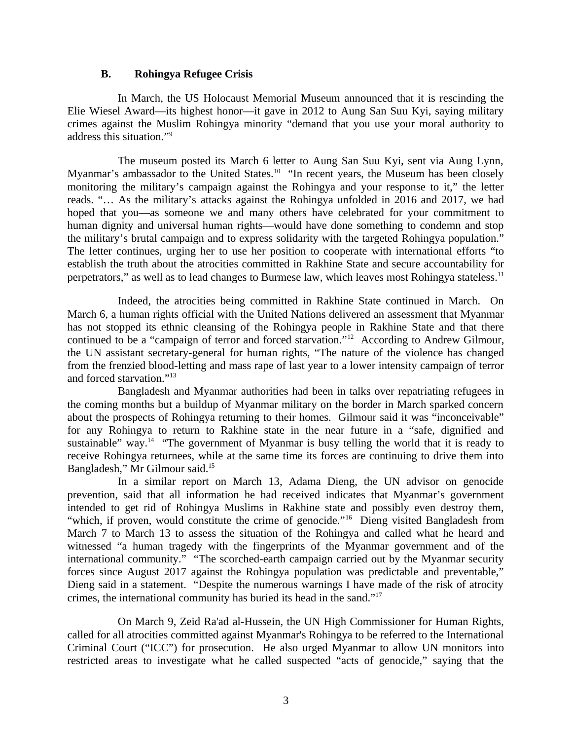### B. Rohingya Refugee Crisis

In March, the US Holocaust Memorial Museum announced that it is rescinding the Elie Wiesel Award—its highest honor—it gave in 2012 to Aung San Suu Kyi, saying military crimes against the Muslim Rohingya minority "demand that you use your moral authority to address this situation."[9]

The museum posted its March 6 letter to Aung San Suu Kyi, sent via Aung Lynn, Myanmar's ambassador to the United States.[10] "In recent years, the Museum has been closely monitoring the military's campaign against the Rohingya and your response to it," the letter reads. "… As the military's attacks against the Rohingya unfolded in 2016 and 2017, we had hoped that you—as someone we and many others have celebrated for your commitment to human dignity and universal human rights—would have done something to condemn and stop the military's brutal campaign and to express solidarity with the targeted Rohingya population." The letter continues, urging her to use her position to cooperate with international efforts "to establish the truth about the atrocities committed in Rakhine State and secure accountability for perpetrators," as well as to lead changes to Burmese law, which leaves most Rohingya stateless.[11]

Indeed, the atrocities being committed in Rakhine State continued in March. On March 6, a human rights official with the United Nations delivered an assessment that Myanmar has not stopped its ethnic cleansing of the Rohingya people in Rakhine State and that there continued to be a "campaign of terror and forced starvation."[12] According to Andrew Gilmour, the UN assistant secretary-general for human rights, "The nature of the violence has changed from the frenzied blood-letting and mass rape of last year to a lower intensity campaign of terror and forced starvation."[13]

Bangladesh and Myanmar authorities had been in talks over repatriating refugees in the coming months but a buildup of Myanmar military on the border in March sparked concern about the prospects of Rohingya returning to their homes. Gilmour said it was "inconceivable" for any Rohingya to return to Rakhine state in the near future in a "safe, dignified and sustainable" way.[14] "The government of Myanmar is busy telling the world that it is ready to receive Rohingya returnees, while at the same time its forces are continuing to drive them into Bangladesh," Mr Gilmour said.[15]

In a similar report on March 13, Adama Dieng, the UN advisor on genocide prevention, said that all information he had received indicates that Myanmar's government intended to get rid of Rohingya Muslims in Rakhine state and possibly even destroy them, "which, if proven, would constitute the crime of genocide."[16] Dieng visited Bangladesh from March 7 to March 13 to assess the situation of the Rohingya and called what he heard and witnessed "a human tragedy with the fingerprints of the Myanmar government and of the international community." "The scorched-earth campaign carried out by the Myanmar security forces since August 2017 against the Rohingya population was predictable and preventable," Dieng said in a statement. "Despite the numerous warnings I have made of the risk of atrocity crimes, the international community has buried its head in the sand."[17]

On March 9, Zeid Ra'ad al-Hussein, the UN High Commissioner for Human Rights, called for all atrocities committed against Myanmar's Rohingya to be referred to the International Criminal Court ("ICC") for prosecution. He also urged Myanmar to allow UN monitors into restricted areas to investigate what he called suspected "acts of genocide," saying that the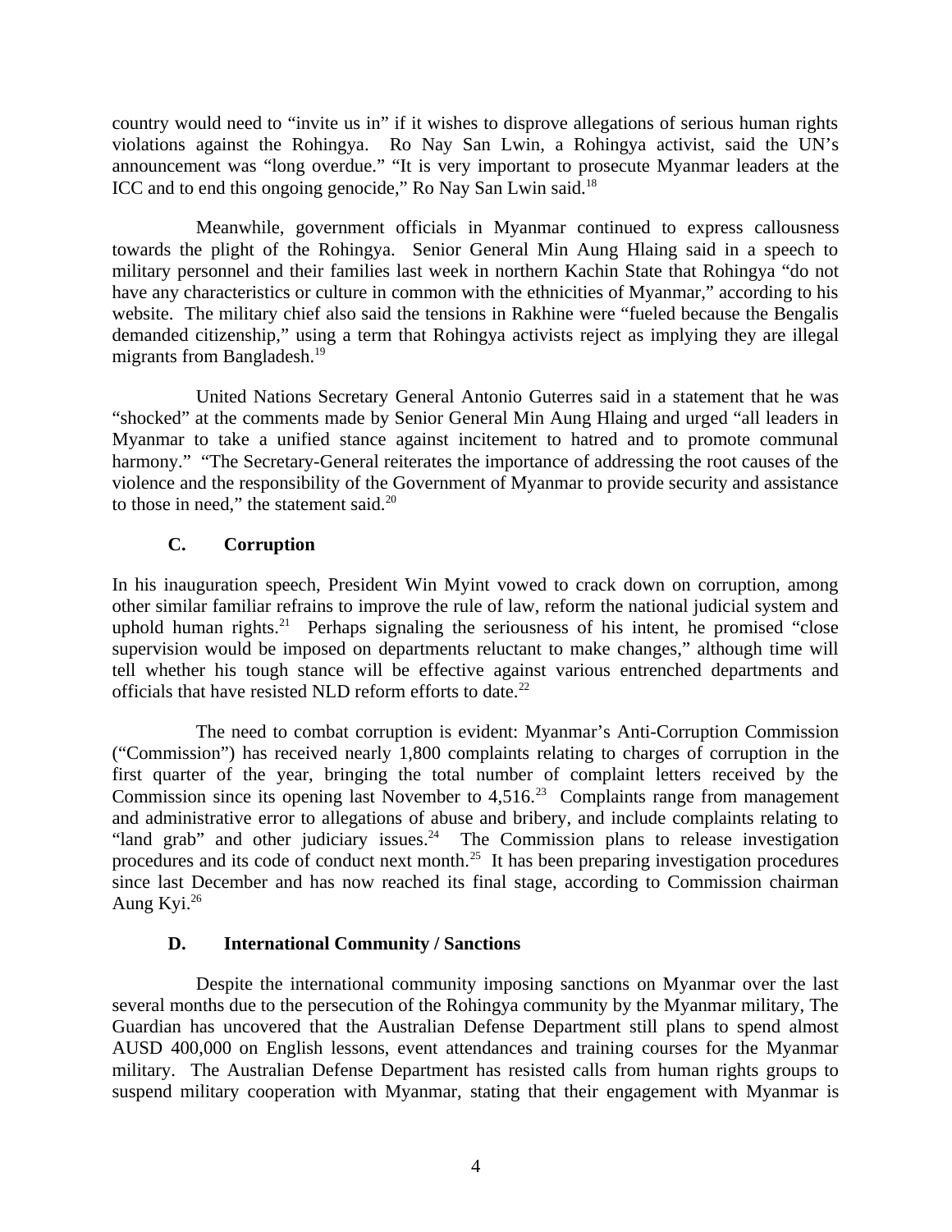country would need to "invite us in" if it wishes to disprove allegations of serious human rights violations against the Rohingya. Ro Nay San Lwin, a Rohingya activist, said the UN's announcement was "long overdue." "It is very important to prosecute Myanmar leaders at the ICC and to end this ongoing genocide," Ro Nay San Lwin said.[18]

Meanwhile, government officials in Myanmar continued to express callousness towards the plight of the Rohingya. Senior General Min Aung Hlaing said in a speech to military personnel and their families last week in northern Kachin State that Rohingya "do not have any characteristics or culture in common with the ethnicities of Myanmar," according to his website. The military chief also said the tensions in Rakhine were "fueled because the Bengalis demanded citizenship," using a term that Rohingya activists reject as implying they are illegal migrants from Bangladesh.[19]

United Nations Secretary General Antonio Guterres said in a statement that he was "shocked" at the comments made by Senior General Min Aung Hlaing and urged "all leaders in Myanmar to take a unified stance against incitement to hatred and to promote communal harmony." "The Secretary-General reiterates the importance of addressing the root causes of the violence and the responsibility of the Government of Myanmar to provide security and assistance to those in need," the statement said.[20]

### C. Corruption

In his inauguration speech, President Win Myint vowed to crack down on corruption, among other similar familiar refrains to improve the rule of law, reform the national judicial system and uphold human rights.[21] Perhaps signaling the seriousness of his intent, he promised "close supervision would be imposed on departments reluctant to make changes," although time will tell whether his tough stance will be effective against various entrenched departments and officials that have resisted NLD reform efforts to date.[22]

The need to combat corruption is evident: Myanmar's Anti-Corruption Commission ("Commission") has received nearly 1,800 complaints relating to charges of corruption in the first quarter of the year, bringing the total number of complaint letters received by the Commission since its opening last November to 4,516.[23] Complaints range from management and administrative error to allegations of abuse and bribery, and include complaints relating to "land grab" and other judiciary issues.[24] The Commission plans to release investigation procedures and its code of conduct next month.[25] It has been preparing investigation procedures since last December and has now reached its final stage, according to Commission chairman Aung Kyi.[26]

### D. International Community / Sanctions

Despite the international community imposing sanctions on Myanmar over the last several months due to the persecution of the Rohingya community by the Myanmar military, The Guardian has uncovered that the Australian Defense Department still plans to spend almost AUSD 400,000 on English lessons, event attendances and training courses for the Myanmar military. The Australian Defense Department has resisted calls from human rights groups to suspend military cooperation with Myanmar, stating that their engagement with Myanmar is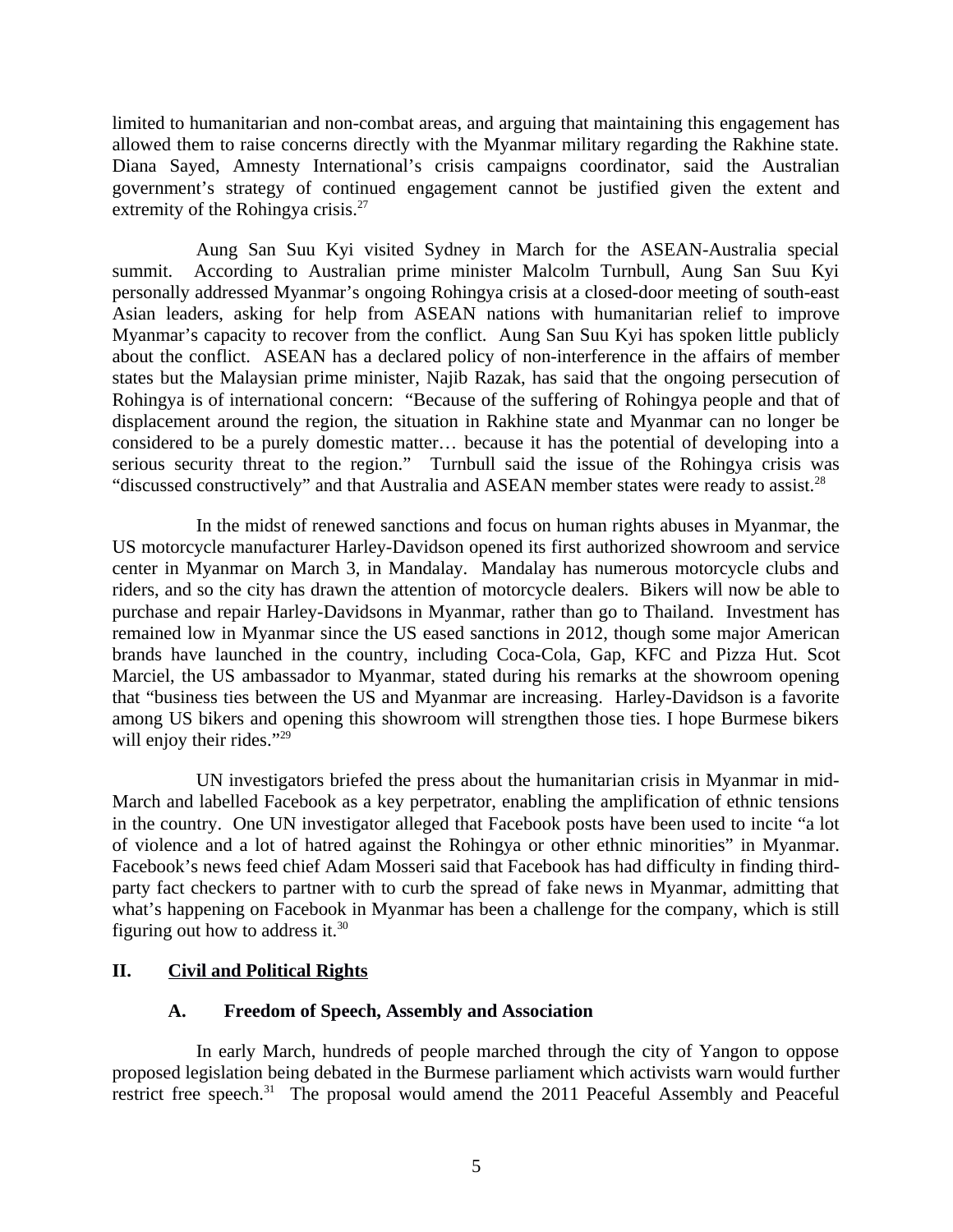limited to humanitarian and non-combat areas, and arguing that maintaining this engagement has allowed them to raise concerns directly with the Myanmar military regarding the Rakhine state. Diana Sayed, Amnesty International's crisis campaigns coordinator, said the Australian government's strategy of continued engagement cannot be justified given the extent and extremity of the Rohingya crisis.[27]

Aung San Suu Kyi visited Sydney in March for the ASEAN-Australia special summit. According to Australian prime minister Malcolm Turnbull, Aung San Suu Kyi personally addressed Myanmar's ongoing Rohingya crisis at a closed-door meeting of south-east Asian leaders, asking for help from ASEAN nations with humanitarian relief to improve Myanmar's capacity to recover from the conflict. Aung San Suu Kyi has spoken little publicly about the conflict. ASEAN has a declared policy of non-interference in the affairs of member states but the Malaysian prime minister, Najib Razak, has said that the ongoing persecution of Rohingya is of international concern: "Because of the suffering of Rohingya people and that of displacement around the region, the situation in Rakhine state and Myanmar can no longer be considered to be a purely domestic matter… because it has the potential of developing into a serious security threat to the region." Turnbull said the issue of the Rohingya crisis was "discussed constructively" and that Australia and ASEAN member states were ready to assist.[28]

In the midst of renewed sanctions and focus on human rights abuses in Myanmar, the US motorcycle manufacturer Harley-Davidson opened its first authorized showroom and service center in Myanmar on March 3, in Mandalay. Mandalay has numerous motorcycle clubs and riders, and so the city has drawn the attention of motorcycle dealers. Bikers will now be able to purchase and repair Harley-Davidsons in Myanmar, rather than go to Thailand. Investment has remained low in Myanmar since the US eased sanctions in 2012, though some major American brands have launched in the country, including Coca-Cola, Gap, KFC and Pizza Hut. Scot Marciel, the US ambassador to Myanmar, stated during his remarks at the showroom opening that "business ties between the US and Myanmar are increasing. Harley-Davidson is a favorite among US bikers and opening this showroom will strengthen those ties. I hope Burmese bikers will enjoy their rides."[29]

UN investigators briefed the press about the humanitarian crisis in Myanmar in mid-March and labelled Facebook as a key perpetrator, enabling the amplification of ethnic tensions in the country. One UN investigator alleged that Facebook posts have been used to incite "a lot of violence and a lot of hatred against the Rohingya or other ethnic minorities" in Myanmar. Facebook's news feed chief Adam Mosseri said that Facebook has had difficulty in finding third-party fact checkers to partner with to curb the spread of fake news in Myanmar, admitting that what's happening on Facebook in Myanmar has been a challenge for the company, which is still figuring out how to address it.[30]

## II. Civil and Political Rights

### A. Freedom of Speech, Assembly and Association

In early March, hundreds of people marched through the city of Yangon to oppose proposed legislation being debated in the Burmese parliament which activists warn would further restrict free speech.[31] The proposal would amend the 2011 Peaceful Assembly and Peaceful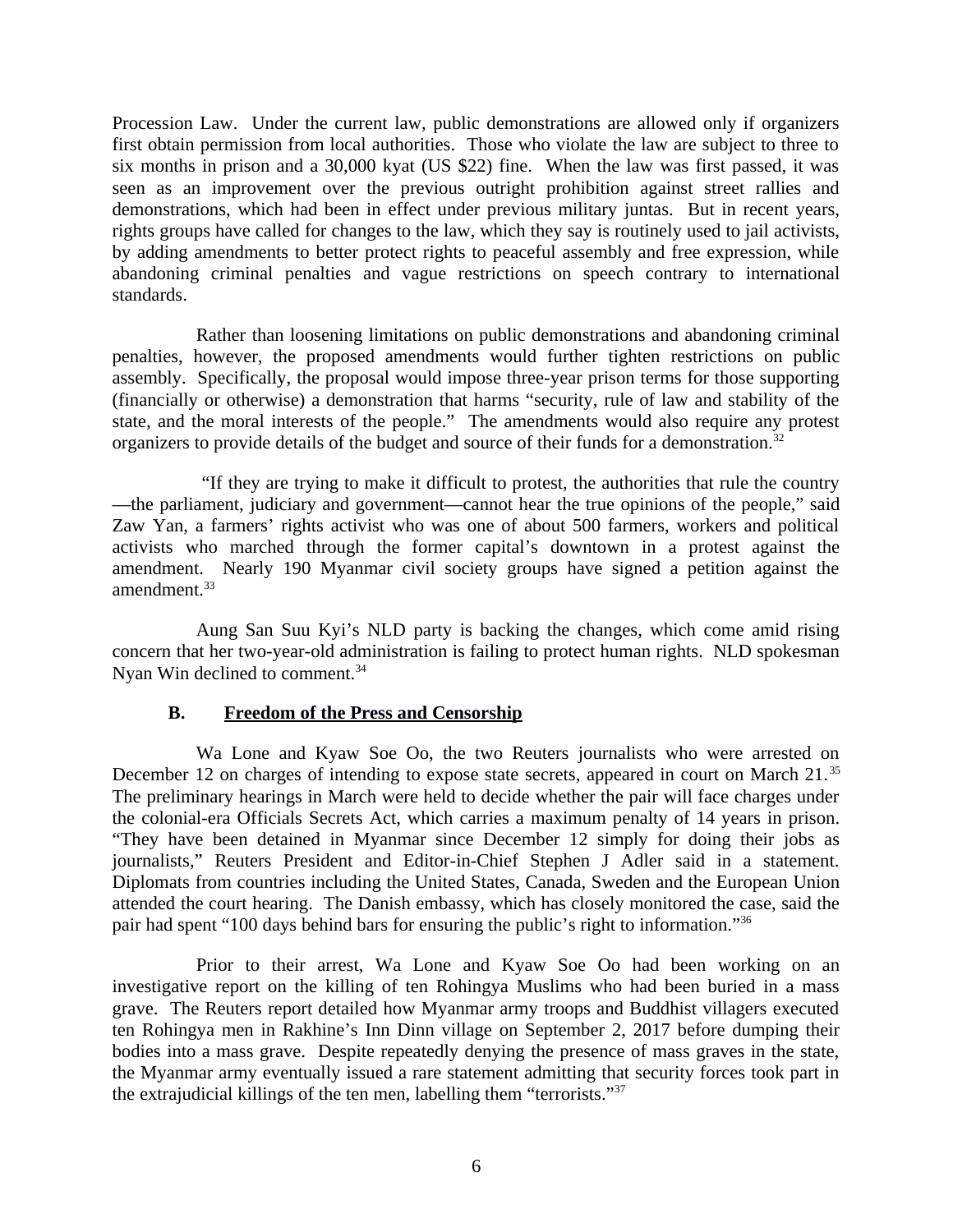Procession Law. Under the current law, public demonstrations are allowed only if organizers first obtain permission from local authorities. Those who violate the law are subject to three to six months in prison and a 30,000 kyat (US $22) fine. When the law was first passed, it was seen as an improvement over the previous outright prohibition against street rallies and demonstrations, which had been in effect under previous military juntas. But in recent years, rights groups have called for changes to the law, which they say is routinely used to jail activists, by adding amendments to better protect rights to peaceful assembly and free expression, while abandoning criminal penalties and vague restrictions on speech contrary to international standards.

Rather than loosening limitations on public demonstrations and abandoning criminal penalties, however, the proposed amendments would further tighten restrictions on public assembly. Specifically, the proposal would impose three-year prison terms for those supporting (financially or otherwise) a demonstration that harms "security, rule of law and stability of the state, and the moral interests of the people." The amendments would also require any protest organizers to provide details of the budget and source of their funds for a demonstration.[32]

"If they are trying to make it difficult to protest, the authorities that rule the country —the parliament, judiciary and government—cannot hear the true opinions of the people," said Zaw Yan, a farmers' rights activist who was one of about 500 farmers, workers and political activists who marched through the former capital's downtown in a protest against the amendment. Nearly 190 Myanmar civil society groups have signed a petition against the amendment.[33]

Aung San Suu Kyi's NLD party is backing the changes, which come amid rising concern that her two-year-old administration is failing to protect human rights. NLD spokesman Nyan Win declined to comment.[34]

### B. Freedom of the Press and Censorship

Wa Lone and Kyaw Soe Oo, the two Reuters journalists who were arrested on December 12 on charges of intending to expose state secrets, appeared in court on March 21.[35] The preliminary hearings in March were held to decide whether the pair will face charges under the colonial-era Officials Secrets Act, which carries a maximum penalty of 14 years in prison. "They have been detained in Myanmar since December 12 simply for doing their jobs as journalists," Reuters President and Editor-in-Chief Stephen J Adler said in a statement. Diplomats from countries including the United States, Canada, Sweden and the European Union attended the court hearing. The Danish embassy, which has closely monitored the case, said the pair had spent "100 days behind bars for ensuring the public's right to information."[36]

Prior to their arrest, Wa Lone and Kyaw Soe Oo had been working on an investigative report on the killing of ten Rohingya Muslims who had been buried in a mass grave. The Reuters report detailed how Myanmar army troops and Buddhist villagers executed ten Rohingya men in Rakhine's Inn Dinn village on September 2, 2017 before dumping their bodies into a mass grave. Despite repeatedly denying the presence of mass graves in the state, the Myanmar army eventually issued a rare statement admitting that security forces took part in the extrajudicial killings of the ten men, labelling them "terrorists."[37]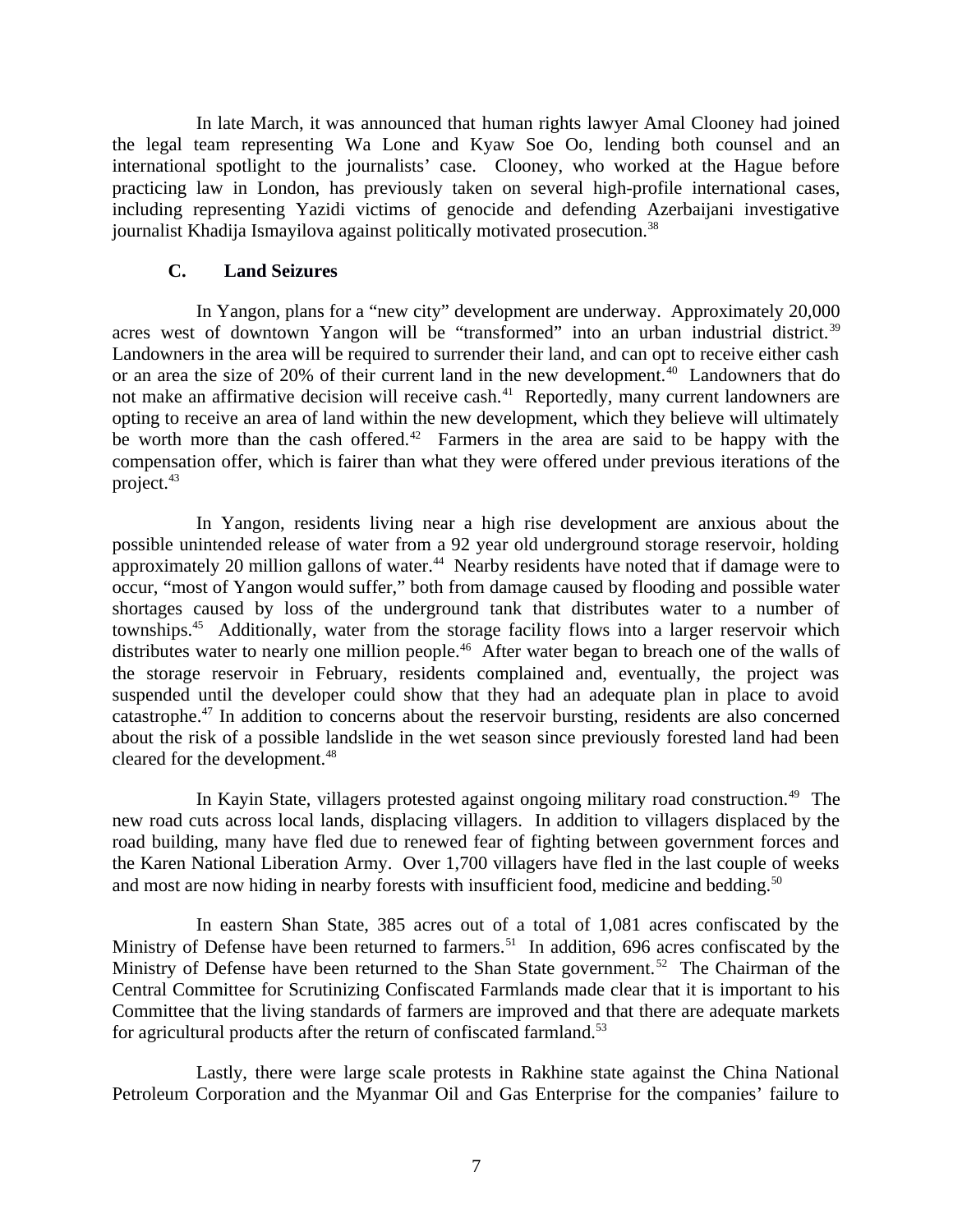In late March, it was announced that human rights lawyer Amal Clooney had joined the legal team representing Wa Lone and Kyaw Soe Oo, lending both counsel and an international spotlight to the journalists' case. Clooney, who worked at the Hague before practicing law in London, has previously taken on several high-profile international cases, including representing Yazidi victims of genocide and defending Azerbaijani investigative journalist Khadija Ismayilova against politically motivated prosecution.[38]

### C. Land Seizures

In Yangon, plans for a "new city" development are underway. Approximately 20,000 acres west of downtown Yangon will be "transformed" into an urban industrial district.[39] Landowners in the area will be required to surrender their land, and can opt to receive either cash or an area the size of 20% of their current land in the new development.[40] Landowners that do not make an affirmative decision will receive cash.[41] Reportedly, many current landowners are opting to receive an area of land within the new development, which they believe will ultimately be worth more than the cash offered.[42] Farmers in the area are said to be happy with the compensation offer, which is fairer than what they were offered under previous iterations of the project.[43]

In Yangon, residents living near a high rise development are anxious about the possible unintended release of water from a 92 year old underground storage reservoir, holding approximately 20 million gallons of water.[44] Nearby residents have noted that if damage were to occur, "most of Yangon would suffer," both from damage caused by flooding and possible water shortages caused by loss of the underground tank that distributes water to a number of townships.[45] Additionally, water from the storage facility flows into a larger reservoir which distributes water to nearly one million people.[46] After water began to breach one of the walls of the storage reservoir in February, residents complained and, eventually, the project was suspended until the developer could show that they had an adequate plan in place to avoid catastrophe.[47] In addition to concerns about the reservoir bursting, residents are also concerned about the risk of a possible landslide in the wet season since previously forested land had been cleared for the development.[48]

In Kayin State, villagers protested against ongoing military road construction.[49] The new road cuts across local lands, displacing villagers. In addition to villagers displaced by the road building, many have fled due to renewed fear of fighting between government forces and the Karen National Liberation Army. Over 1,700 villagers have fled in the last couple of weeks and most are now hiding in nearby forests with insufficient food, medicine and bedding.[50]

In eastern Shan State, 385 acres out of a total of 1,081 acres confiscated by the Ministry of Defense have been returned to farmers.[51] In addition, 696 acres confiscated by the Ministry of Defense have been returned to the Shan State government.[52] The Chairman of the Central Committee for Scrutinizing Confiscated Farmlands made clear that it is important to his Committee that the living standards of farmers are improved and that there are adequate markets for agricultural products after the return of confiscated farmland.[53]

Lastly, there were large scale protests in Rakhine state against the China National Petroleum Corporation and the Myanmar Oil and Gas Enterprise for the companies' failure to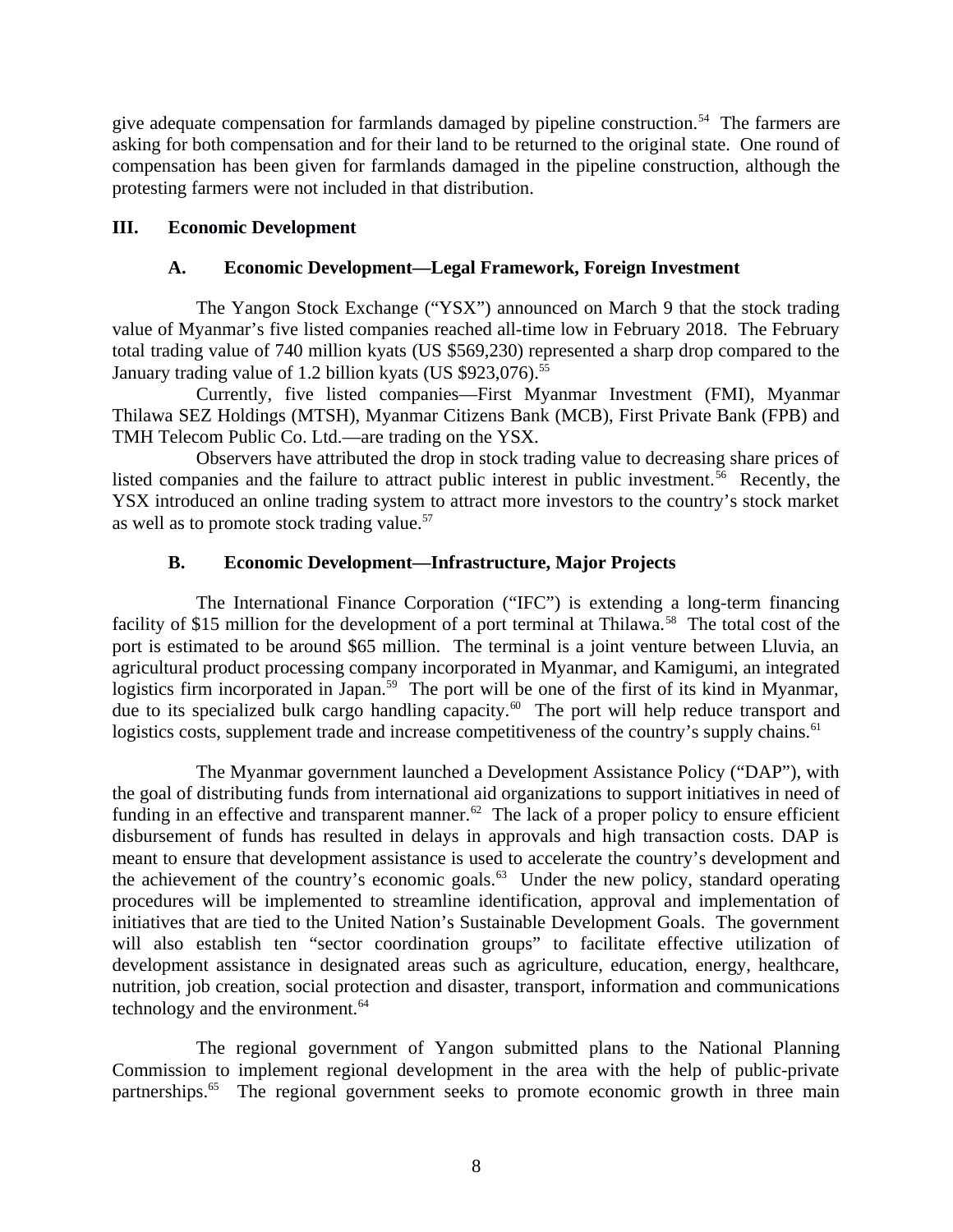give adequate compensation for farmlands damaged by pipeline construction.[54] The farmers are asking for both compensation and for their land to be returned to the original state. One round of compensation has been given for farmlands damaged in the pipeline construction, although the protesting farmers were not included in that distribution.

## III. Economic Development

### A. Economic Development—Legal Framework, Foreign Investment

The Yangon Stock Exchange ("YSX") announced on March 9 that the stock trading value of Myanmar's five listed companies reached all-time low in February 2018. The February total trading value of 740 million kyats (US $569,230) represented a sharp drop compared to the January trading value of 1.2 billion kyats (US $923,076).[55]

Currently, five listed companies—First Myanmar Investment (FMI), Myanmar Thilawa SEZ Holdings (MTSH), Myanmar Citizens Bank (MCB), First Private Bank (FPB) and TMH Telecom Public Co. Ltd.—are trading on the YSX.

Observers have attributed the drop in stock trading value to decreasing share prices of listed companies and the failure to attract public interest in public investment.[56] Recently, the YSX introduced an online trading system to attract more investors to the country's stock market as well as to promote stock trading value.[57]

### B. Economic Development—Infrastructure, Major Projects

The International Finance Corporation ("IFC") is extending a long-term financing facility of $15 million for the development of a port terminal at Thilawa.[58] The total cost of the port is estimated to be around $65 million. The terminal is a joint venture between Lluvia, an agricultural product processing company incorporated in Myanmar, and Kamigumi, an integrated logistics firm incorporated in Japan.[59] The port will be one of the first of its kind in Myanmar, due to its specialized bulk cargo handling capacity.[60] The port will help reduce transport and logistics costs, supplement trade and increase competitiveness of the country's supply chains.[61]

The Myanmar government launched a Development Assistance Policy ("DAP"), with the goal of distributing funds from international aid organizations to support initiatives in need of funding in an effective and transparent manner.[62] The lack of a proper policy to ensure efficient disbursement of funds has resulted in delays in approvals and high transaction costs. DAP is meant to ensure that development assistance is used to accelerate the country's development and the achievement of the country's economic goals.[63] Under the new policy, standard operating procedures will be implemented to streamline identification, approval and implementation of initiatives that are tied to the United Nation's Sustainable Development Goals. The government will also establish ten "sector coordination groups" to facilitate effective utilization of development assistance in designated areas such as agriculture, education, energy, healthcare, nutrition, job creation, social protection and disaster, transport, information and communications technology and the environment.[64]

The regional government of Yangon submitted plans to the National Planning Commission to implement regional development in the area with the help of public-private partnerships.[65] The regional government seeks to promote economic growth in three main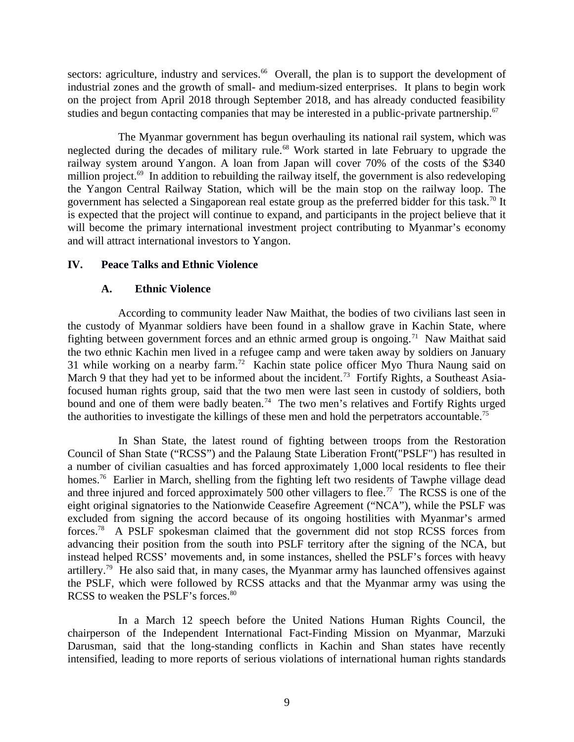sectors: agriculture, industry and services.[66] Overall, the plan is to support the development of industrial zones and the growth of small- and medium-sized enterprises. It plans to begin work on the project from April 2018 through September 2018, and has already conducted feasibility studies and begun contacting companies that may be interested in a public-private partnership.[67]

The Myanmar government has begun overhauling its national rail system, which was neglected during the decades of military rule.[68] Work started in late February to upgrade the railway system around Yangon. A loan from Japan will cover 70% of the costs of the $340 million project.[69] In addition to rebuilding the railway itself, the government is also redeveloping the Yangon Central Railway Station, which will be the main stop on the railway loop. The government has selected a Singaporean real estate group as the preferred bidder for this task.[70] It is expected that the project will continue to expand, and participants in the project believe that it will become the primary international investment project contributing to Myanmar's economy and will attract international investors to Yangon.

## IV. Peace Talks and Ethnic Violence

### A. Ethnic Violence

According to community leader Naw Maithat, the bodies of two civilians last seen in the custody of Myanmar soldiers have been found in a shallow grave in Kachin State, where fighting between government forces and an ethnic armed group is ongoing.[71] Naw Maithat said the two ethnic Kachin men lived in a refugee camp and were taken away by soldiers on January 31 while working on a nearby farm.[72] Kachin state police officer Myo Thura Naung said on March 9 that they had yet to be informed about the incident.[73] Fortify Rights, a Southeast Asia-focused human rights group, said that the two men were last seen in custody of soldiers, both bound and one of them were badly beaten.[74] The two men's relatives and Fortify Rights urged the authorities to investigate the killings of these men and hold the perpetrators accountable.[75]

In Shan State, the latest round of fighting between troops from the Restoration Council of Shan State ("RCSS") and the Palaung State Liberation Front("PSLF") has resulted in a number of civilian casualties and has forced approximately 1,000 local residents to flee their homes.[76] Earlier in March, shelling from the fighting left two residents of Tawphe village dead and three injured and forced approximately 500 other villagers to flee.[77] The RCSS is one of the eight original signatories to the Nationwide Ceasefire Agreement ("NCA"), while the PSLF was excluded from signing the accord because of its ongoing hostilities with Myanmar's armed forces.[78] A PSLF spokesman claimed that the government did not stop RCSS forces from advancing their position from the south into PSLF territory after the signing of the NCA, but instead helped RCSS' movements and, in some instances, shelled the PSLF's forces with heavy artillery.[79] He also said that, in many cases, the Myanmar army has launched offensives against the PSLF, which were followed by RCSS attacks and that the Myanmar army was using the RCSS to weaken the PSLF's forces.[80]

In a March 12 speech before the United Nations Human Rights Council, the chairperson of the Independent International Fact-Finding Mission on Myanmar, Marzuki Darusman, said that the long-standing conflicts in Kachin and Shan states have recently intensified, leading to more reports of serious violations of international human rights standards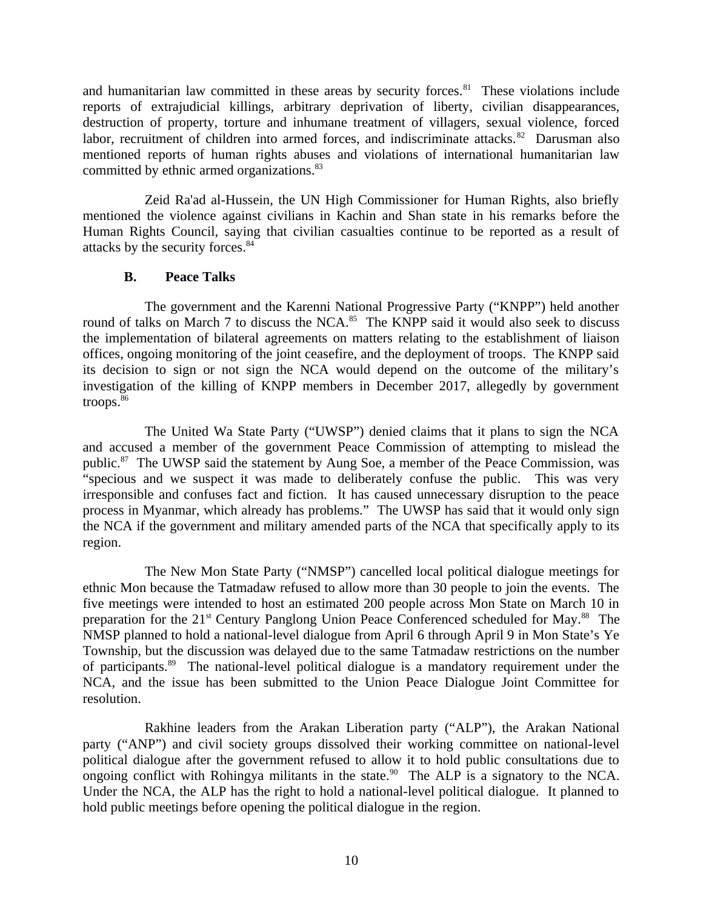and humanitarian law committed in these areas by security forces.[81] These violations include reports of extrajudicial killings, arbitrary deprivation of liberty, civilian disappearances, destruction of property, torture and inhumane treatment of villagers, sexual violence, forced labor, recruitment of children into armed forces, and indiscriminate attacks.[82] Darusman also mentioned reports of human rights abuses and violations of international humanitarian law committed by ethnic armed organizations.[83]

Zeid Ra'ad al-Hussein, the UN High Commissioner for Human Rights, also briefly mentioned the violence against civilians in Kachin and Shan state in his remarks before the Human Rights Council, saying that civilian casualties continue to be reported as a result of attacks by the security forces.[84]

### B. Peace Talks

The government and the Karenni National Progressive Party ("KNPP") held another round of talks on March 7 to discuss the NCA.[85] The KNPP said it would also seek to discuss the implementation of bilateral agreements on matters relating to the establishment of liaison offices, ongoing monitoring of the joint ceasefire, and the deployment of troops. The KNPP said its decision to sign or not sign the NCA would depend on the outcome of the military's investigation of the killing of KNPP members in December 2017, allegedly by government troops.[86]

The United Wa State Party ("UWSP") denied claims that it plans to sign the NCA and accused a member of the government Peace Commission of attempting to mislead the public.[87] The UWSP said the statement by Aung Soe, a member of the Peace Commission, was "specious and we suspect it was made to deliberately confuse the public. This was very irresponsible and confuses fact and fiction. It has caused unnecessary disruption to the peace process in Myanmar, which already has problems." The UWSP has said that it would only sign the NCA if the government and military amended parts of the NCA that specifically apply to its region.

The New Mon State Party ("NMSP") cancelled local political dialogue meetings for ethnic Mon because the Tatmadaw refused to allow more than 30 people to join the events. The five meetings were intended to host an estimated 200 people across Mon State on March 10 in preparation for the 21st Century Panglong Union Peace Conferenced scheduled for May.[88] The NMSP planned to hold a national-level dialogue from April 6 through April 9 in Mon State's Ye Township, but the discussion was delayed due to the same Tatmadaw restrictions on the number of participants.[89] The national-level political dialogue is a mandatory requirement under the NCA, and the issue has been submitted to the Union Peace Dialogue Joint Committee for resolution.

Rakhine leaders from the Arakan Liberation party ("ALP"), the Arakan National party ("ANP") and civil society groups dissolved their working committee on national-level political dialogue after the government refused to allow it to hold public consultations due to ongoing conflict with Rohingya militants in the state.[90] The ALP is a signatory to the NCA. Under the NCA, the ALP has the right to hold a national-level political dialogue. It planned to hold public meetings before opening the political dialogue in the region.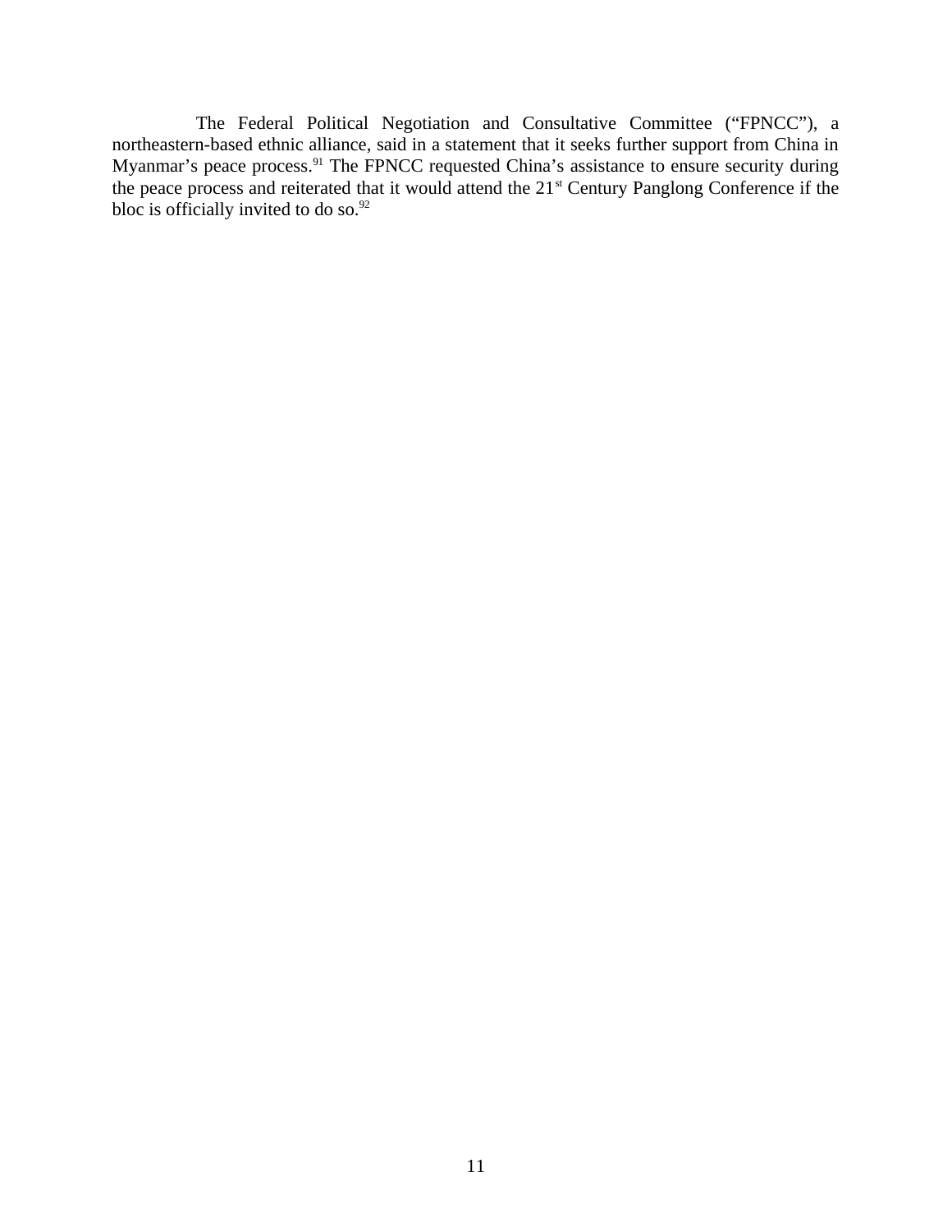The Federal Political Negotiation and Consultative Committee ("FPNCC"), a northeastern-based ethnic alliance, said in a statement that it seeks further support from China in Myanmar's peace process.[91] The FPNCC requested China's assistance to ensure security during the peace process and reiterated that it would attend the 21st Century Panglong Conference if the bloc is officially invited to do so.[92]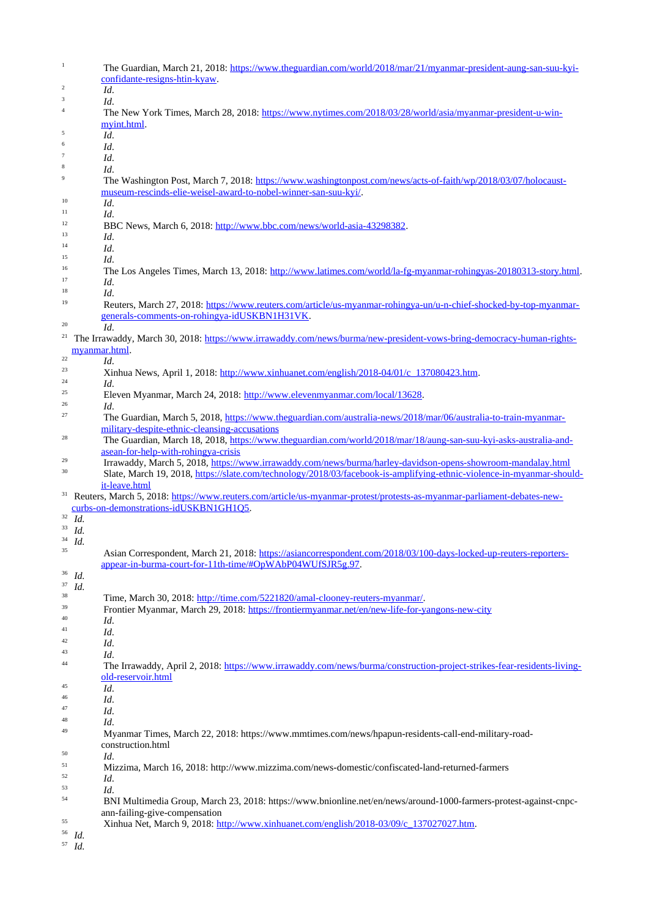[1] The Guardian, March 21, 2018: https://www.theguardian.com/world/2018/mar/21/myanmar-president-aung-san-suu-kyi-confidante-resigns-htin-kyaw.

[2] *Id.*

[3] *Id.*

[4] The New York Times, March 28, 2018: https://www.nytimes.com/2018/03/28/world/asia/myanmar-president-u-win-myint.html.

[5] *Id.*

[6] *Id.*

[7] *Id.*

[8] *Id.*

[9] The Washington Post, March 7, 2018: https://www.washingtonpost.com/news/acts-of-faith/wp/2018/03/07/holocaust-museum-rescinds-elie-weisel-award-to-nobel-winner-san-suu-kyi/.

[10] *Id.*

[11] *Id.*

[12] BBC News, March 6, 2018: http://www.bbc.com/news/world-asia-43298382.

[13] *Id.*

[14] *Id.*

[15] *Id.*

[16] The Los Angeles Times, March 13, 2018: http://www.latimes.com/world/la-fg-myanmar-rohingyas-20180313-story.html.

[17] *Id.*

[18] *Id.*

[19] Reuters, March 27, 2018: https://www.reuters.com/article/us-myanmar-rohingya-un/u-n-chief-shocked-by-top-myanmar-generals-comments-on-rohingya-idUSKBN1H31VK.

[20] *Id.*

[21] The Irrawaddy, March 30, 2018: https://www.irrawaddy.com/news/burma/new-president-vows-bring-democracy-human-rights-myanmar.html.

[22] *Id.*

[23] Xinhua News, April 1, 2018: http://www.xinhuanet.com/english/2018-04/01/c_137080423.htm.

[24] *Id.*

[25] Eleven Myanmar, March 24, 2018: http://www.elevenmyanmar.com/local/13628.

[26] *Id.*

[27] The Guardian, March 5, 2018, https://www.theguardian.com/australia-news/2018/mar/06/australia-to-train-myanmar-military-despite-ethnic-cleansing-accusations

[28] The Guardian, March 18, 2018, https://www.theguardian.com/world/2018/mar/18/aung-san-suu-kyi-asks-australia-and-asean-for-help-with-rohingya-crisis

[29] Irrawaddy, March 5, 2018, https://www.irrawaddy.com/news/burma/harley-davidson-opens-showroom-mandalay.html

[30] Slate, March 19, 2018, https://slate.com/technology/2018/03/facebook-is-amplifying-ethnic-violence-in-myanmar-should-it-leave.html

[31] Reuters, March 5, 2018: https://www.reuters.com/article/us-myanmar-protest/protests-as-myanmar-parliament-debates-new-curbs-on-demonstrations-idUSKBN1GH1Q5.

[32] *Id.*

[33] *Id.*

[34] *Id.*

[35] Asian Correspondent, March 21, 2018: https://asiancorrespondent.com/2018/03/100-days-locked-up-reuters-reporters-appear-in-burma-court-for-11th-time/#OpWAbP04WUfSJR5g.97.

[36] *Id.*

[37] *Id.*

[38] Time, March 30, 2018: http://time.com/5221820/amal-clooney-reuters-myanmar/.

[39] Frontier Myanmar, March 29, 2018: https://frontiermyanmar.net/en/new-life-for-yangons-new-city

[40] *Id.*

[41] *Id.*

[42] *Id.*

[43] *Id.*

[44] The Irrawaddy, April 2, 2018: https://www.irrawaddy.com/news/burma/construction-project-strikes-fear-residents-living-old-reservoir.html

[45] *Id.*

[46] *Id.*

[47] *Id.*

[48] *Id.*

[49] Myanmar Times, March 22, 2018: https://www.mmtimes.com/news/hpapun-residents-call-end-military-road-construction.html

[50] *Id.*

[51] Mizzima, March 16, 2018: http://www.mizzima.com/news-domestic/confiscated-land-returned-farmers

[52] *Id.*

[53] *Id.*

[54] BNI Multimedia Group, March 23, 2018: https://www.bnionline.net/en/news/around-1000-farmers-protest-against-cnpc-ann-failing-give-compensation

[55] Xinhua Net, March 9, 2018: http://www.xinhuanet.com/english/2018-03/09/c_137027027.htm.

[56] *Id.*

[57] *Id.*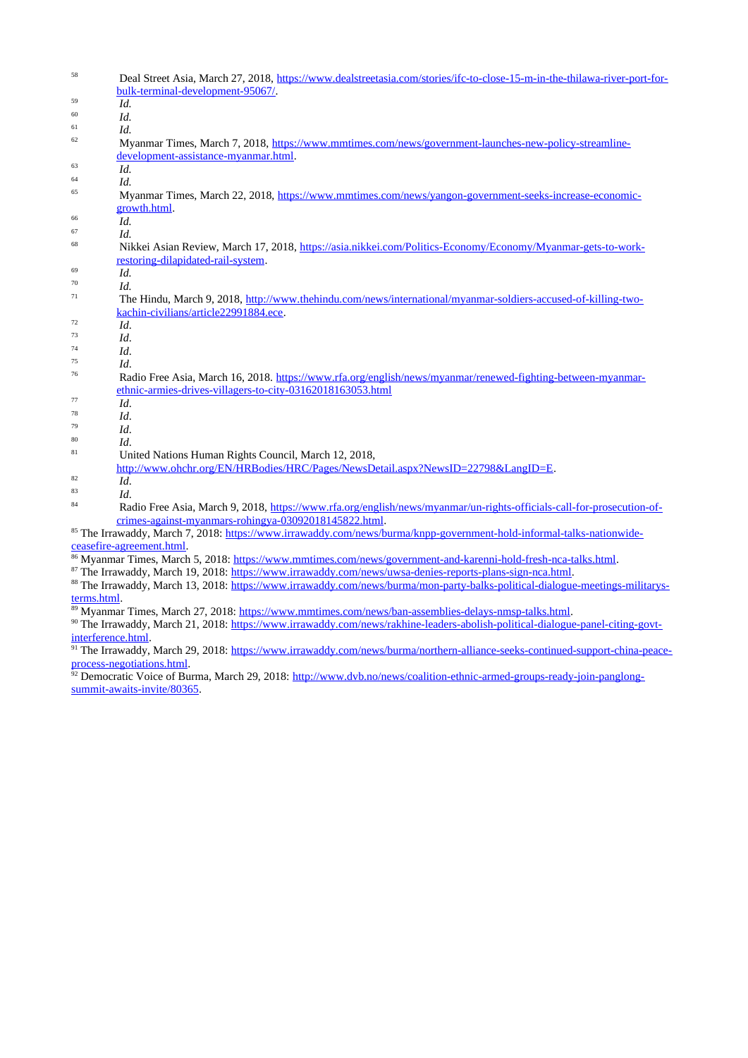[58] Deal Street Asia, March 27, 2018, https://www.dealstreetasia.com/stories/ifc-to-close-15-m-in-the-thilawa-river-port-for-bulk-terminal-development-95067/.

[59] *Id.*

[60] *Id.*

[61] *Id.*

[62] Myanmar Times, March 7, 2018, https://www.mmtimes.com/news/government-launches-new-policy-streamline-development-assistance-myanmar.html.

[63] *Id.*

[64] *Id.*

[65] Myanmar Times, March 22, 2018, https://www.mmtimes.com/news/yangon-government-seeks-increase-economic-growth.html.

[66] *Id.*

[67] *Id.*

[68] Nikkei Asian Review, March 17, 2018, https://asia.nikkei.com/Politics-Economy/Economy/Myanmar-gets-to-work-restoring-dilapidated-rail-system.

[69] *Id.*

[70] *Id.*

[71] The Hindu, March 9, 2018, http://www.thehindu.com/news/international/myanmar-soldiers-accused-of-killing-two-kachin-civilians/article22991884.ece.

[72] *Id.*

[73] *Id.*

[74] *Id.*

[75] *Id.*

[76] Radio Free Asia, March 16, 2018. https://www.rfa.org/english/news/myanmar/renewed-fighting-between-myanmar-ethnic-armies-drives-villagers-to-city-03162018163053.html

[77] *Id.*

[78] *Id.*

[79] *Id.*

[80] *Id.*

[81] United Nations Human Rights Council, March 12, 2018, http://www.ohchr.org/EN/HRBodies/HRC/Pages/NewsDetail.aspx?NewsID=22798&LangID=E.

[82] *Id.*

[83] *Id.*

[84] Radio Free Asia, March 9, 2018, https://www.rfa.org/english/news/myanmar/un-rights-officials-call-for-prosecution-of-crimes-against-myanmars-rohingya-03092018145822.html.

[85] The Irrawaddy, March 7, 2018: https://www.irrawaddy.com/news/burma/knpp-government-hold-informal-talks-nationwide-ceasefire-agreement.html.

[86] Myanmar Times, March 5, 2018: https://www.mmtimes.com/news/government-and-karenni-hold-fresh-nca-talks.html.

[87] The Irrawaddy, March 19, 2018: https://www.irrawaddy.com/news/uwsa-denies-reports-plans-sign-nca.html.

[88] The Irrawaddy, March 13, 2018: https://www.irrawaddy.com/news/burma/mon-party-balks-political-dialogue-meetings-militarys-terms.html.

[89] Myanmar Times, March 27, 2018: https://www.mmtimes.com/news/ban-assemblies-delays-nmsp-talks.html.

[90] The Irrawaddy, March 21, 2018: https://www.irrawaddy.com/news/rakhine-leaders-abolish-political-dialogue-panel-citing-govt-interference.html.

[91] The Irrawaddy, March 29, 2018: https://www.irrawaddy.com/news/burma/northern-alliance-seeks-continued-support-china-peace-process-negotiations.html.

[92] Democratic Voice of Burma, March 29, 2018: http://www.dvb.no/news/coalition-ethnic-armed-groups-ready-join-panglong-summit-awaits-invite/80365.